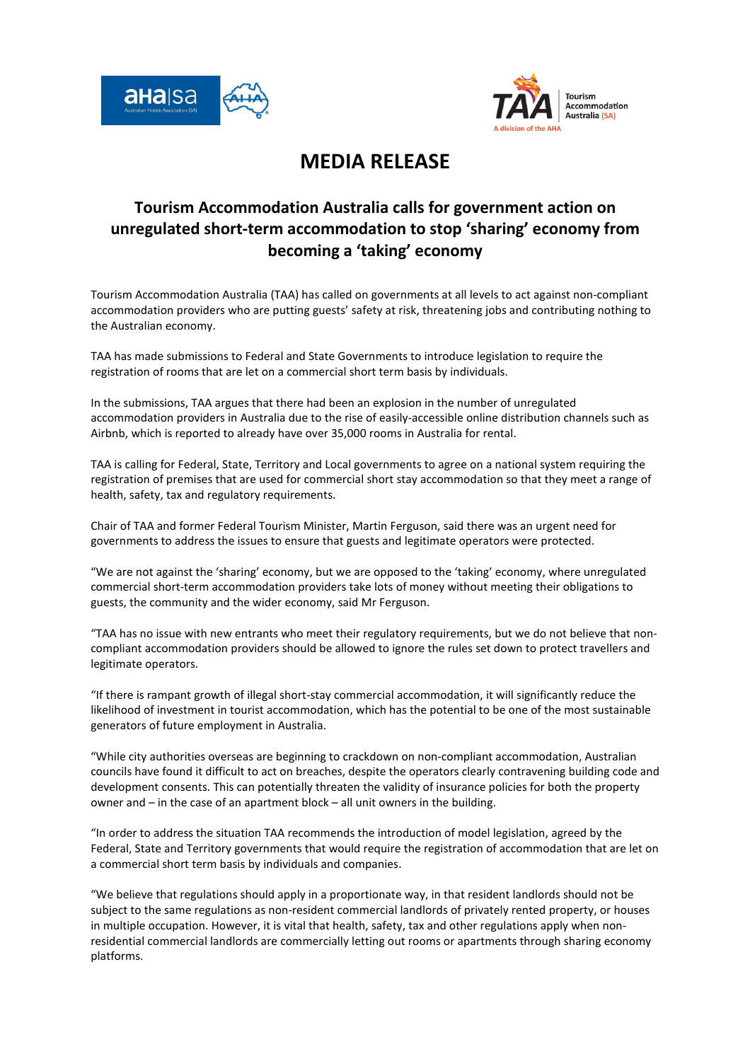# MEDIA RELEASE

## Tourism Accommodation Australia calls for government action on unregulated short-term accommodation to stop 'sharing' economy from becoming a 'taking' economy

Tourism Accommodation Australia (TAA) has called on governments at all levels to act against non-compliant accommodation providers who are putting guests' safety at risk, threatening jobs and contributing nothing to the Australian economy.

TAA has made submissions to Federal and State Governments to introduce legislation to require the registration of rooms that are let on a commercial short term basis by individuals.

In the submissions, TAA argues that there had been an explosion in the number of unregulated accommodation providers in Australia due to the rise of easily-accessible online distribution channels such as Airbnb, which is reported to already have over 35,000 rooms in Australia for rental.

TAA is calling for Federal, State, Territory and Local governments to agree on a national system requiring the registration of premises that are used for commercial short stay accommodation so that they meet a range of health, safety, tax and regulatory requirements.

Chair of TAA and former Federal Tourism Minister, Martin Ferguson, said there was an urgent need for governments to address the issues to ensure that guests and legitimate operators were protected.

"We are not against the 'sharing' economy, but we are opposed to the 'taking' economy, where unregulated commercial short-term accommodation providers take lots of money without meeting their obligations to guests, the community and the wider economy, said Mr Ferguson.

"TAA has no issue with new entrants who meet their regulatory requirements, but we do not believe that non-compliant accommodation providers should be allowed to ignore the rules set down to protect travellers and legitimate operators.

"If there is rampant growth of illegal short-stay commercial accommodation, it will significantly reduce the likelihood of investment in tourist accommodation, which has the potential to be one of the most sustainable generators of future employment in Australia.

"While city authorities overseas are beginning to crackdown on non-compliant accommodation, Australian councils have found it difficult to act on breaches, despite the operators clearly contravening building code and development consents. This can potentially threaten the validity of insurance policies for both the property owner and – in the case of an apartment block – all unit owners in the building.

"In order to address the situation TAA recommends the introduction of model legislation, agreed by the Federal, State and Territory governments that would require the registration of accommodation that are let on a commercial short term basis by individuals and companies.

"We believe that regulations should apply in a proportionate way, in that resident landlords should not be subject to the same regulations as non-resident commercial landlords of privately rented property, or houses in multiple occupation. However, it is vital that health, safety, tax and other regulations apply when non-residential commercial landlords are commercially letting out rooms or apartments through sharing economy platforms.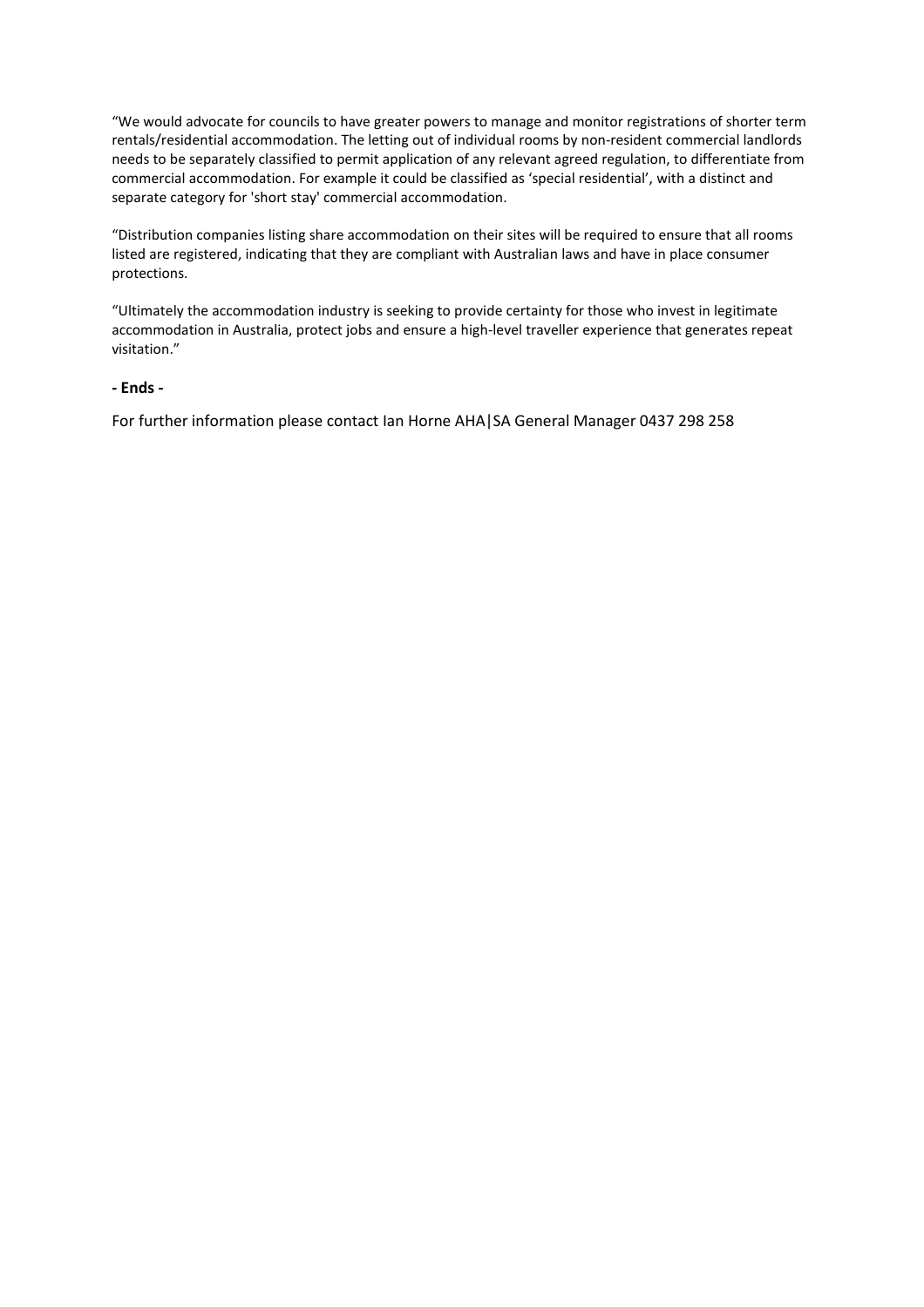"We would advocate for councils to have greater powers to manage and monitor registrations of shorter term rentals/residential accommodation. The letting out of individual rooms by non-resident commercial landlords needs to be separately classified to permit application of any relevant agreed regulation, to differentiate from commercial accommodation. For example it could be classified as 'special residential', with a distinct and separate category for 'short stay' commercial accommodation.

"Distribution companies listing share accommodation on their sites will be required to ensure that all rooms listed are registered, indicating that they are compliant with Australian laws and have in place consumer protections.

"Ultimately the accommodation industry is seeking to provide certainty for those who invest in legitimate accommodation in Australia, protect jobs and ensure a high-level traveller experience that generates repeat visitation."

**- Ends -**

For further information please contact Ian Horne AHA|SA General Manager 0437 298 258